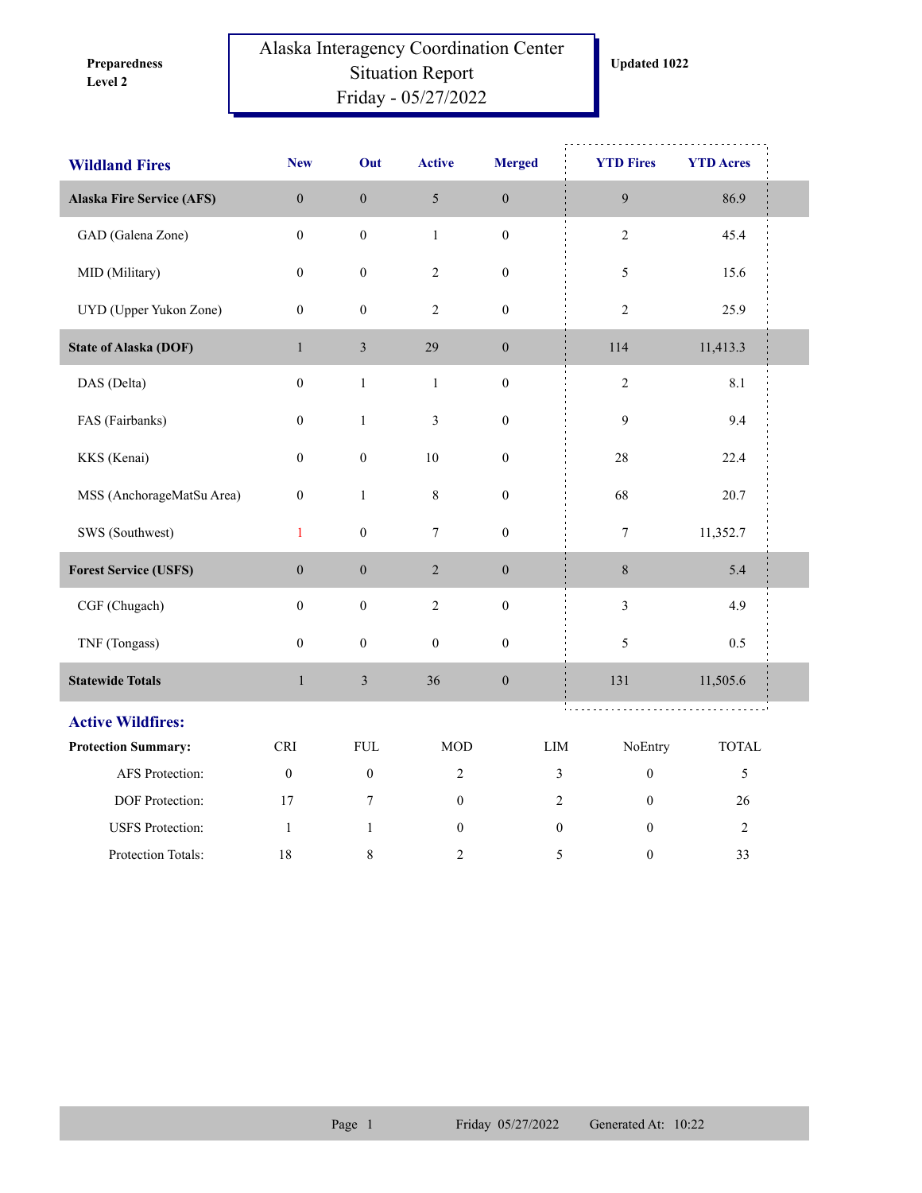**Preparedness Level 2**

# Alaska Interagency Coordination Center Situation Report Friday - 05/27/2022

**Updated 1022**

| Wildland Fires | New | Out | Active | Merged | YTD Fires | YTD Acres |
|---|---|---|---|---|---|---|
| **Alaska Fire Service (AFS)** | 0 | 0 | 5 | 0 | 9 | 86.9 |
| GAD (Galena Zone) | 0 | 0 | 1 | 0 | 2 | 45.4 |
| MID (Military) | 0 | 0 | 2 | 0 | 5 | 15.6 |
| UYD (Upper Yukon Zone) | 0 | 0 | 2 | 0 | 2 | 25.9 |
| **State of Alaska (DOF)** | 1 | 3 | 29 | 0 | 114 | 11,413.3 |
| DAS (Delta) | 0 | 1 | 1 | 0 | 2 | 8.1 |
| FAS (Fairbanks) | 0 | 1 | 3 | 0 | 9 | 9.4 |
| KKS (Kenai) | 0 | 0 | 10 | 0 | 28 | 22.4 |
| MSS (AnchorageMatSu Area) | 0 | 1 | 8 | 0 | 68 | 20.7 |
| SWS (Southwest) | 1 | 0 | 7 | 0 | 7 | 11,352.7 |
| **Forest Service (USFS)** | 0 | 0 | 2 | 0 | 8 | 5.4 |
| CGF (Chugach) | 0 | 0 | 2 | 0 | 3 | 4.9 |
| TNF (Tongass) | 0 | 0 | 0 | 0 | 5 | 0.5 |
| **Statewide Totals** | 1 | 3 | 36 | 0 | 131 | 11,505.6 |

## Active Wildfires:

| Protection Summary: | CRI | FUL | MOD | LIM | NoEntry | TOTAL |
|---|---|---|---|---|---|---|
| AFS Protection: | 0 | 0 | 2 | 3 | 0 | 5 |
| DOF Protection: | 17 | 7 | 0 | 2 | 0 | 26 |
| USFS Protection: | 1 | 1 | 0 | 0 | 0 | 2 |
| Protection Totals: | 18 | 8 | 2 | 5 | 0 | 33 |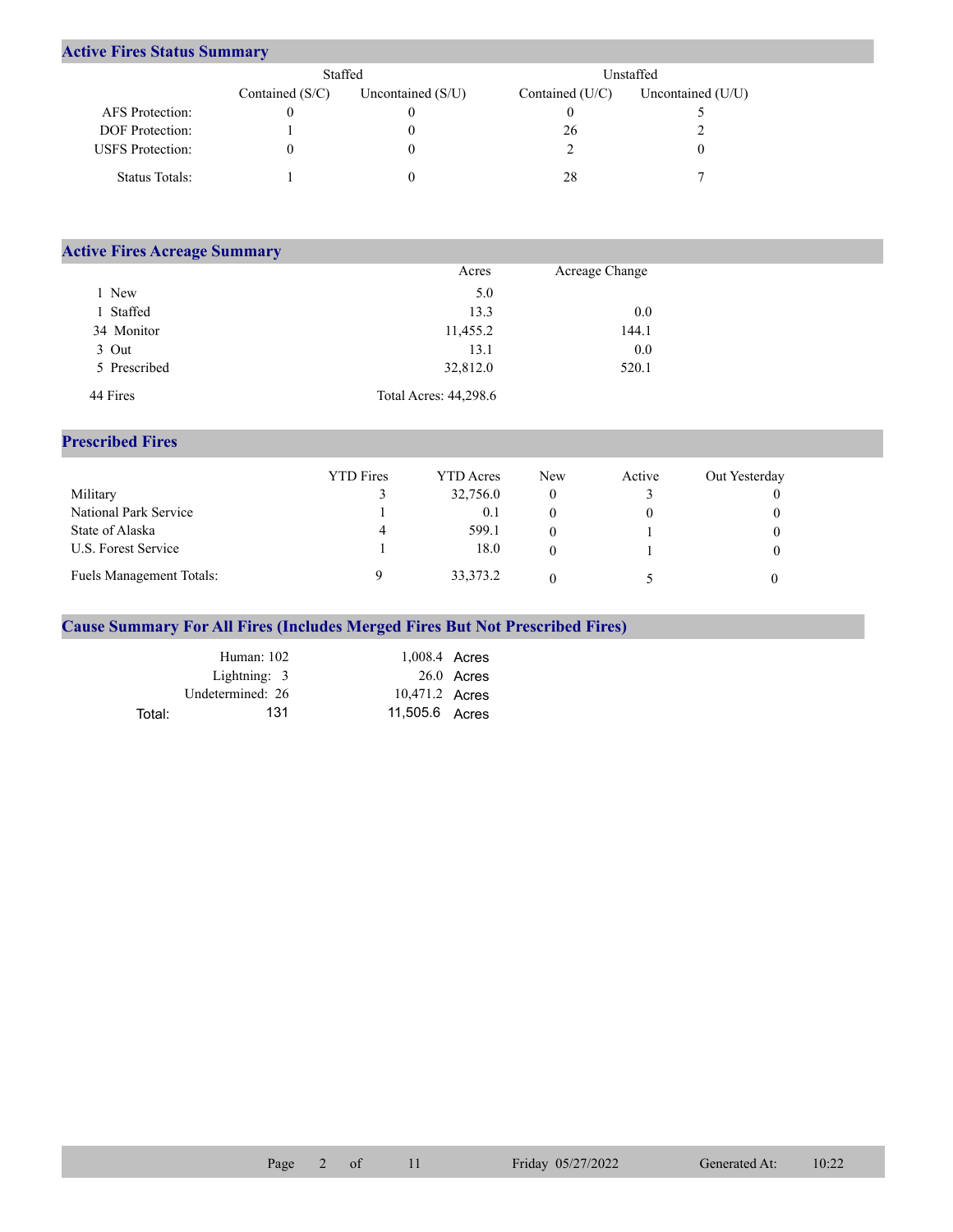## Active Fires Status Summary

| | Staffed | | Unstaffed | |
|---|---|---|---|---|
| | Contained (S/C) | Uncontained (S/U) | Contained (U/C) | Uncontained (U/U) |
| AFS Protection: | 0 | 0 | 0 | 5 |
| DOF Protection: | 1 | 0 | 26 | 2 |
| USFS Protection: | 0 | 0 | 2 | 0 |
| Status Totals: | 1 | 0 | 28 | 7 |

## Active Fires Acreage Summary

| | Acres | Acreage Change |
|---|---|---|
| 1 New | 5.0 | |
| 1 Staffed | 13.3 | 0.0 |
| 34 Monitor | 11,455.2 | 144.1 |
| 3 Out | 13.1 | 0.0 |
| 5 Prescribed | 32,812.0 | 520.1 |
| 44 Fires | Total Acres: 44,298.6 | |

## Prescribed Fires

| | YTD Fires | YTD Acres | New | Active | Out Yesterday |
|---|---|---|---|---|---|
| Military | 3 | 32,756.0 | 0 | 3 | 0 |
| National Park Service | 1 | 0.1 | 0 | 0 | 0 |
| State of Alaska | 4 | 599.1 | 0 | 1 | 0 |
| U.S. Forest Service | 1 | 18.0 | 0 | 1 | 0 |
| Fuels Management Totals: | 9 | 33,373.2 | 0 | 5 | 0 |

## Cause Summary For All Fires (Includes Merged Fires But Not Prescribed Fires)

| | | |
|---|---|---|
| Human: 102 | 1,008.4 | Acres |
| Lightning: 3 | 26.0 | Acres |
| Undetermined: 26 | 10,471.2 | Acres |
| Total: 131 | 11,505.6 | Acres |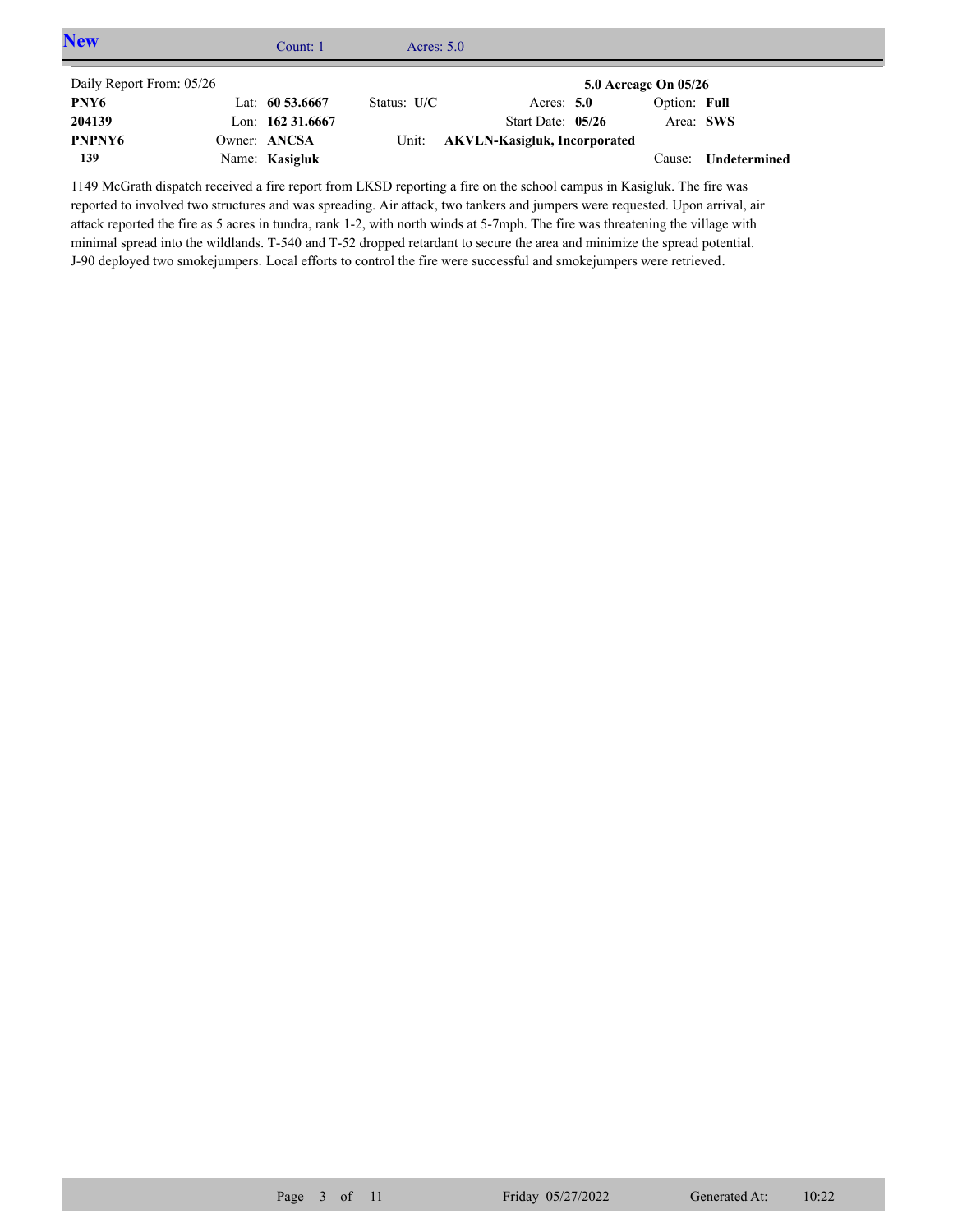## New

Count: 1 Acres: 5.0

| Daily Report From: 05/26 | | | | | 5.0 Acreage On 05/26 | |
|---|---|---|---|---|---|---|
| **PNY6** | Lat: **60 53.6667** | Status: **U/C** | Acres: **5.0** | | Option: **Full** | |
| **204139** | Lon: **162 31.6667** | | Start Date: **05/26** | | Area: **SWS** | |
| **PNPNY6** | Owner: **ANCSA** | Unit: | **AKVLN-Kasigluk, Incorporated** | | | |
| **139** | Name: **Kasigluk** | | | | Cause: | **Undetermined** |

1149 McGrath dispatch received a fire report from LKSD reporting a fire on the school campus in Kasigluk. The fire was reported to involved two structures and was spreading. Air attack, two tankers and jumpers were requested. Upon arrival, air attack reported the fire as 5 acres in tundra, rank 1-2, with north winds at 5-7mph. The fire was threatening the village with minimal spread into the wildlands. T-540 and T-52 dropped retardant to secure the area and minimize the spread potential. J-90 deployed two smokejumpers. Local efforts to control the fire were successful and smokejumpers were retrieved.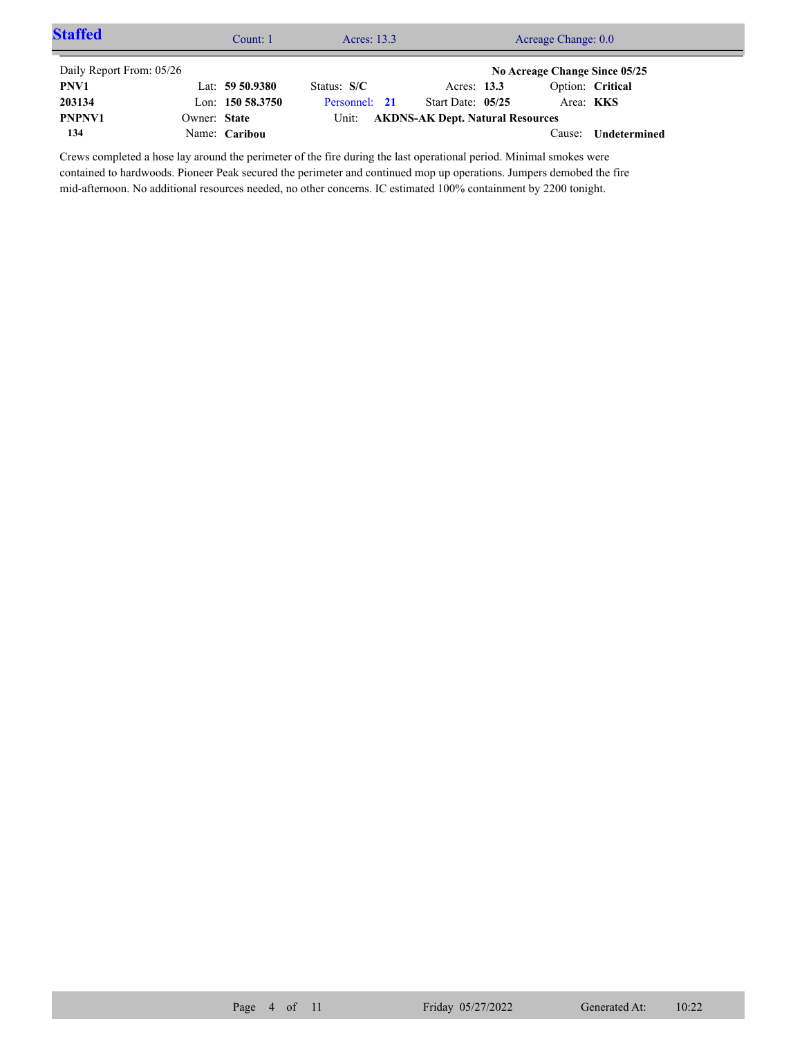## Staffed

Count: 1 | Acres: 13.3 | Acreage Change: 0.0

Daily Report From: 05/26

**No Acreage Change Since 05/25**

| | | | | | |
|---|---|---|---|---|---|
| **PNV1** | Lat: **59 50.9380** | Status: **S/C** | Acres: **13.3** | Option: **Critical** | |
| **203134** | Lon: **150 58.3750** | Personnel: **21** | Start Date: **05/25** | Area: **KKS** | |
| **PNPNV1** | Owner: **State** | Unit: **AKDNS-AK Dept. Natural Resources** | | | |
| **134** | Name: **Caribou** | | | Cause: **Undetermined** | |

Crews completed a hose lay around the perimeter of the fire during the last operational period. Minimal smokes were contained to hardwoods. Pioneer Peak secured the perimeter and continued mop up operations. Jumpers demobed the fire mid-afternoon. No additional resources needed, no other concerns. IC estimated 100% containment by 2200 tonight.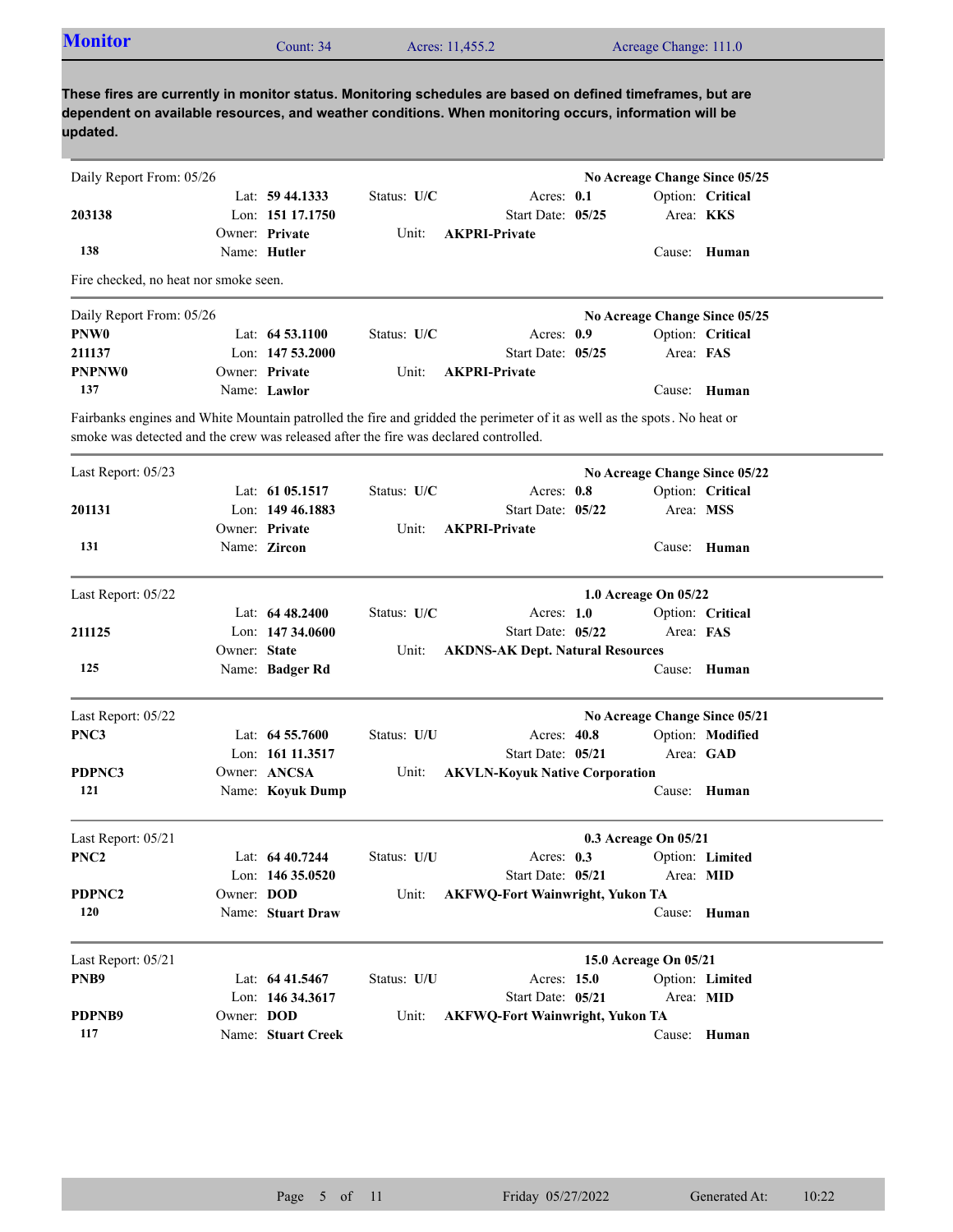## Monitor

Count: 34 | Acres: 11,455.2 | Acreage Change: 111.0

**These fires are currently in monitor status. Monitoring schedules are based on defined timeframes, but are dependent on available resources, and weather conditions. When monitoring occurs, information will be updated.**

---

Daily Report From: 05/26 — **No Acreage Change Since 05/25**

| | | | |
|---|---|---|---|
| **203138** | Lat: **59 44.1333** | Status: **U/C** | Acres: **0.1** | Option: **Critical** |
| | Lon: **151 17.1750** | | Start Date: **05/25** | Area: **KKS** |
| | Owner: **Private** | Unit: **AKPRI-Private** | | |
| **138** | Name: **Hutler** | | | Cause: **Human** |

Fire checked, no heat nor smoke seen.

---

Daily Report From: 05/26 — **No Acreage Change Since 05/25**

| | | | | |
|---|---|---|---|---|
| **PNW0** | Lat: **64 53.1100** | Status: **U/C** | Acres: **0.9** | Option: **Critical** |
| **211137** | Lon: **147 53.2000** | | Start Date: **05/25** | Area: **FAS** |
| **PNPNW0** | Owner: **Private** | Unit: **AKPRI-Private** | | |
| **137** | Name: **Lawlor** | | | Cause: **Human** |

Fairbanks engines and White Mountain patrolled the fire and gridded the perimeter of it as well as the spots. No heat or smoke was detected and the crew was released after the fire was declared controlled.

---

Last Report: 05/23 — **No Acreage Change Since 05/22**

| | | | | |
|---|---|---|---|---|
| | Lat: **61 05.1517** | Status: **U/C** | Acres: **0.8** | Option: **Critical** |
| **201131** | Lon: **149 46.1883** | | Start Date: **05/22** | Area: **MSS** |
| | Owner: **Private** | Unit: **AKPRI-Private** | | |
| **131** | Name: **Zircon** | | | Cause: **Human** |

---

Last Report: 05/22 — **1.0 Acreage On 05/22**

| | | | | |
|---|---|---|---|---|
| | Lat: **64 48.2400** | Status: **U/C** | Acres: **1.0** | Option: **Critical** |
| **211125** | Lon: **147 34.0600** | | Start Date: **05/22** | Area: **FAS** |
| | Owner: **State** | Unit: **AKDNS-AK Dept. Natural Resources** | | |
| **125** | Name: **Badger Rd** | | | Cause: **Human** |

---

Last Report: 05/22 — **No Acreage Change Since 05/21**

| | | | | |
|---|---|---|---|---|
| **PNC3** | Lat: **64 55.7600** | Status: **U/U** | Acres: **40.8** | Option: **Modified** |
| | Lon: **161 11.3517** | | Start Date: **05/21** | Area: **GAD** |
| **PDPNC3** | Owner: **ANCSA** | Unit: **AKVLN-Koyuk Native Corporation** | | |
| **121** | Name: **Koyuk Dump** | | | Cause: **Human** |

---

Last Report: 05/21 — **0.3 Acreage On 05/21**

| | | | | |
|---|---|---|---|---|
| **PNC2** | Lat: **64 40.7244** | Status: **U/U** | Acres: **0.3** | Option: **Limited** |
| | Lon: **146 35.0520** | | Start Date: **05/21** | Area: **MID** |
| **PDPNC2** | Owner: **DOD** | Unit: **AKFWQ-Fort Wainwright, Yukon TA** | | |
| **120** | Name: **Stuart Draw** | | | Cause: **Human** |

---

Last Report: 05/21 — **15.0 Acreage On 05/21**

| | | | | |
|---|---|---|---|---|
| **PNB9** | Lat: **64 41.5467** | Status: **U/U** | Acres: **15.0** | Option: **Limited** |
| | Lon: **146 34.3617** | | Start Date: **05/21** | Area: **MID** |
| **PDPNB9** | Owner: **DOD** | Unit: **AKFWQ-Fort Wainwright, Yukon TA** | | |
| **117** | Name: **Stuart Creek** | | | Cause: **Human** |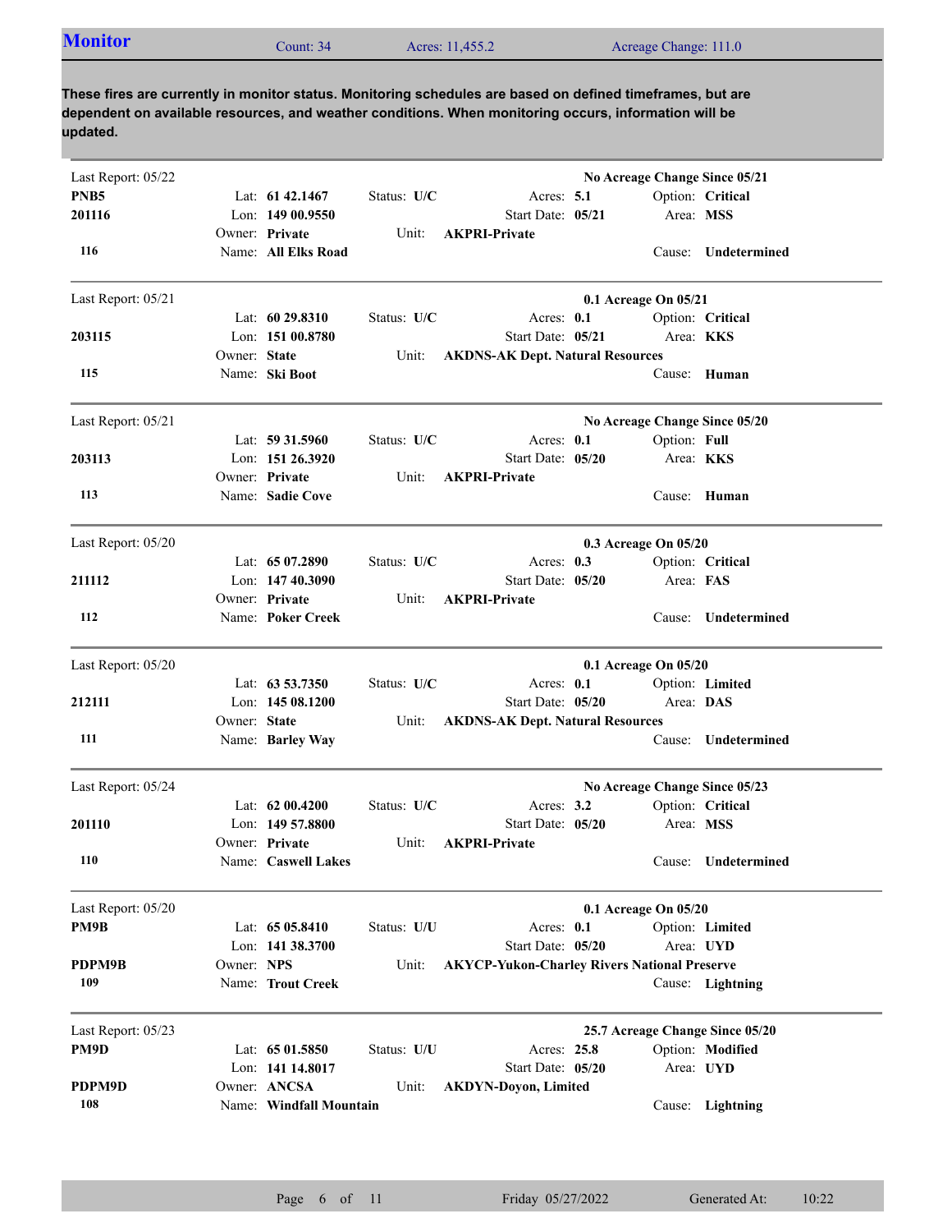## Monitor

Count: 34 Acres: 11,455.2 Acreage Change: 111.0

**These fires are currently in monitor status. Monitoring schedules are based on defined timeframes, but are dependent on available resources, and weather conditions. When monitoring occurs, information will be updated.**

---

Last Report: 05/22 — **No Acreage Change Since 05/21**

**PNB5**
**201116**
**116**

| | | | |
|---|---|---|---|
| Lat: **61 42.1467** | Status: **U/C** | Acres: **5.1** | Option: **Critical** |
| Lon: **149 00.9550** | | Start Date: **05/21** | Area: **MSS** |
| Owner: **Private** | Unit: **AKPRI-Private** | | |
| Name: **All Elks Road** | | | Cause: **Undetermined** |

---

Last Report: 05/21 — **0.1 Acreage On 05/21**

**203115**
**115**

| | | | |
|---|---|---|---|
| Lat: **60 29.8310** | Status: **U/C** | Acres: **0.1** | Option: **Critical** |
| Lon: **151 00.8780** | | Start Date: **05/21** | Area: **KKS** |
| Owner: **State** | Unit: **AKDNS-AK Dept. Natural Resources** | | |
| Name: **Ski Boot** | | | Cause: **Human** |

---

Last Report: 05/21 — **No Acreage Change Since 05/20**

**203113**
**113**

| | | | |
|---|---|---|---|
| Lat: **59 31.5960** | Status: **U/C** | Acres: **0.1** | Option: **Full** |
| Lon: **151 26.3920** | | Start Date: **05/20** | Area: **KKS** |
| Owner: **Private** | Unit: **AKPRI-Private** | | |
| Name: **Sadie Cove** | | | Cause: **Human** |

---

Last Report: 05/20 — **0.3 Acreage On 05/20**

**211112**
**112**

| | | | |
|---|---|---|---|
| Lat: **65 07.2890** | Status: **U/C** | Acres: **0.3** | Option: **Critical** |
| Lon: **147 40.3090** | | Start Date: **05/20** | Area: **FAS** |
| Owner: **Private** | Unit: **AKPRI-Private** | | |
| Name: **Poker Creek** | | | Cause: **Undetermined** |

---

Last Report: 05/20 — **0.1 Acreage On 05/20**

**212111**
**111**

| | | | |
|---|---|---|---|
| Lat: **63 53.7350** | Status: **U/C** | Acres: **0.1** | Option: **Limited** |
| Lon: **145 08.1200** | | Start Date: **05/20** | Area: **DAS** |
| Owner: **State** | Unit: **AKDNS-AK Dept. Natural Resources** | | |
| Name: **Barley Way** | | | Cause: **Undetermined** |

---

Last Report: 05/24 — **No Acreage Change Since 05/23**

**201110**
**110**

| | | | |
|---|---|---|---|
| Lat: **62 00.4200** | Status: **U/C** | Acres: **3.2** | Option: **Critical** |
| Lon: **149 57.8800** | | Start Date: **05/20** | Area: **MSS** |
| Owner: **Private** | Unit: **AKPRI-Private** | | |
| Name: **Caswell Lakes** | | | Cause: **Undetermined** |

---

Last Report: 05/20 — **0.1 Acreage On 05/20**

**PM9B**
**PDPM9B**
**109**

| | | | |
|---|---|---|---|
| Lat: **65 05.8410** | Status: **U/U** | Acres: **0.1** | Option: **Limited** |
| Lon: **141 38.3700** | | Start Date: **05/20** | Area: **UYD** |
| Owner: **NPS** | Unit: **AKYCP-Yukon-Charley Rivers National Preserve** | | |
| Name: **Trout Creek** | | | Cause: **Lightning** |

---

Last Report: 05/23 — **25.7 Acreage Change Since 05/20**

**PM9D**
**PDPM9D**
**108**

| | | | |
|---|---|---|---|
| Lat: **65 01.5850** | Status: **U/U** | Acres: **25.8** | Option: **Modified** |
| Lon: **141 14.8017** | | Start Date: **05/20** | Area: **UYD** |
| Owner: **ANCSA** | Unit: **AKDYN-Doyon, Limited** | | |
| Name: **Windfall Mountain** | | | Cause: **Lightning** |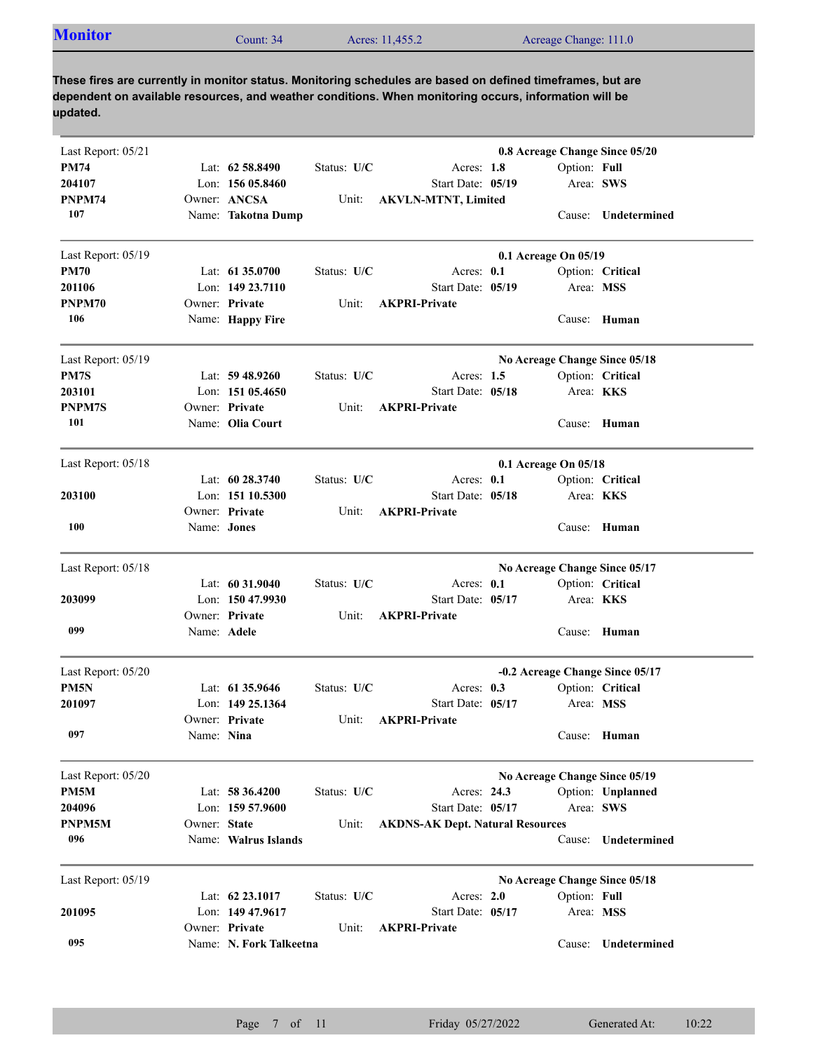## Monitor

Count: 34 Acres: 11,455.2 Acreage Change: 111.0

**These fires are currently in monitor status. Monitoring schedules are based on defined timeframes, but are dependent on available resources, and weather conditions. When monitoring occurs, information will be updated.**

---

Last Report: 05/21 — **0.8 Acreage Change Since 05/20**

**PM74** | Lat: **62 58.8490** | Status: **U/C** | Acres: **1.8** | Option: **Full**
**204107** | Lon: **156 05.8460** | Start Date: **05/19** | Area: **SWS**
**PNPM74** | Owner: **ANCSA** | Unit: **AKVLN-MTNT, Limited**
**107** | Name: **Takotna Dump** | Cause: **Undetermined**

---

Last Report: 05/19 — **0.1 Acreage On 05/19**

**PM70** | Lat: **61 35.0700** | Status: **U/C** | Acres: **0.1** | Option: **Critical**
**201106** | Lon: **149 23.7110** | Start Date: **05/19** | Area: **MSS**
**PNPM70** | Owner: **Private** | Unit: **AKPRI-Private**
**106** | Name: **Happy Fire** | Cause: **Human**

---

Last Report: 05/19 — **No Acreage Change Since 05/18**

**PM7S** | Lat: **59 48.9260** | Status: **U/C** | Acres: **1.5** | Option: **Critical**
**203101** | Lon: **151 05.4650** | Start Date: **05/18** | Area: **KKS**
**PNPM7S** | Owner: **Private** | Unit: **AKPRI-Private**
**101** | Name: **Olia Court** | Cause: **Human**

---

Last Report: 05/18 — **0.1 Acreage On 05/18**

Lat: **60 28.3740** | Status: **U/C** | Acres: **0.1** | Option: **Critical**
**203100** | Lon: **151 10.5300** | Start Date: **05/18** | Area: **KKS**
Owner: **Private** | Unit: **AKPRI-Private**
**100** | Name: **Jones** | Cause: **Human**

---

Last Report: 05/18 — **No Acreage Change Since 05/17**

Lat: **60 31.9040** | Status: **U/C** | Acres: **0.1** | Option: **Critical**
**203099** | Lon: **150 47.9930** | Start Date: **05/17** | Area: **KKS**
Owner: **Private** | Unit: **AKPRI-Private**
**099** | Name: **Adele** | Cause: **Human**

---

Last Report: 05/20 — **-0.2 Acreage Change Since 05/17**

**PM5N** | Lat: **61 35.9646** | Status: **U/C** | Acres: **0.3** | Option: **Critical**
**201097** | Lon: **149 25.1364** | Start Date: **05/17** | Area: **MSS**
Owner: **Private** | Unit: **AKPRI-Private**
**097** | Name: **Nina** | Cause: **Human**

---

Last Report: 05/20 — **No Acreage Change Since 05/19**

**PM5M** | Lat: **58 36.4200** | Status: **U/C** | Acres: **24.3** | Option: **Unplanned**
**204096** | Lon: **159 57.9600** | Start Date: **05/17** | Area: **SWS**
**PNPM5M** | Owner: **State** | Unit: **AKDNS-AK Dept. Natural Resources**
**096** | Name: **Walrus Islands** | Cause: **Undetermined**

---

Last Report: 05/19 — **No Acreage Change Since 05/18**

Lat: **62 23.1017** | Status: **U/C** | Acres: **2.0** | Option: **Full**
**201095** | Lon: **149 47.9617** | Start Date: **05/17** | Area: **MSS**
Owner: **Private** | Unit: **AKPRI-Private**
**095** | Name: **N. Fork Talkeetna** | Cause: **Undetermined**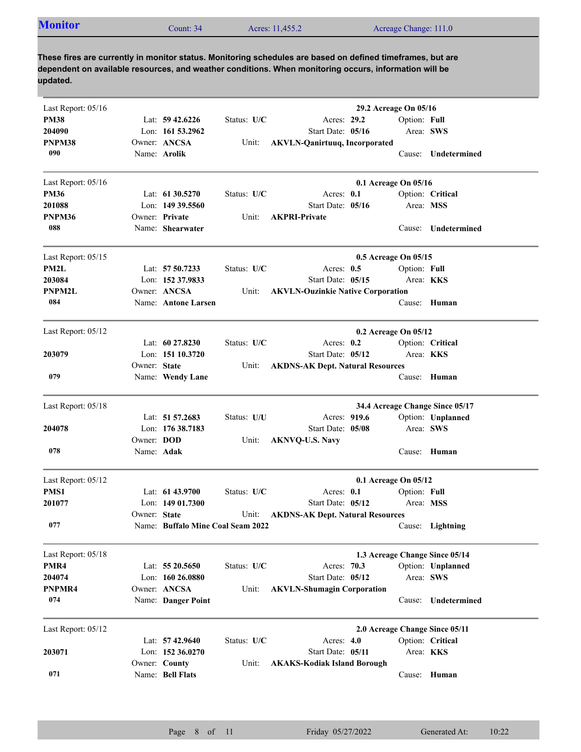## Monitor

Count: 34 | Acres: 11,455.2 | Acreage Change: 111.0

**These fires are currently in monitor status. Monitoring schedules are based on defined timeframes, but are dependent on available resources, and weather conditions. When monitoring occurs, information will be updated.**

---

Last Report: 05/16 — **29.2 Acreage On 05/16**

| | | | |
|---|---|---|---|
| **PM38** | Lat: **59 42.6226** | Status: **U/C** | Acres: **29.2** | 
| **204090** | Lon: **161 53.2962** | Start Date: **05/16** | Option: **Full** |
| **PNPM38** | Owner: **ANCSA** | Unit: **AKVLN-Qanirtuuq, Incorporated** | Area: **SWS** |
| **090** | Name: **Arolik** | | Cause: **Undetermined** |

---

Last Report: 05/16 — **0.1 Acreage On 05/16**

| | | | |
|---|---|---|---|
| **PM36** | Lat: **61 30.5270** | Status: **U/C** | Acres: **0.1** |
| **201088** | Lon: **149 39.5560** | Start Date: **05/16** | Option: **Critical** |
| **PNPM36** | Owner: **Private** | Unit: **AKPRI-Private** | Area: **MSS** |
| **088** | Name: **Shearwater** | | Cause: **Undetermined** |

---

Last Report: 05/15 — **0.5 Acreage On 05/15**

| | | | |
|---|---|---|---|
| **PM2L** | Lat: **57 50.7233** | Status: **U/C** | Acres: **0.5** |
| **203084** | Lon: **152 37.9833** | Start Date: **05/15** | Option: **Full** |
| **PNPM2L** | Owner: **ANCSA** | Unit: **AKVLN-Ouzinkie Native Corporation** | Area: **KKS** |
| **084** | Name: **Antone Larsen** | | Cause: **Human** |

---

Last Report: 05/12 — **0.2 Acreage On 05/12**

| | | | |
|---|---|---|---|
| | Lat: **60 27.8230** | Status: **U/C** | Acres: **0.2** |
| **203079** | Lon: **151 10.3720** | Start Date: **05/12** | Option: **Critical** |
| | Owner: **State** | Unit: **AKDNS-AK Dept. Natural Resources** | Area: **KKS** |
| **079** | Name: **Wendy Lane** | | Cause: **Human** |

---

Last Report: 05/18 — **34.4 Acreage Change Since 05/17**

| | | | |
|---|---|---|---|
| | Lat: **51 57.2683** | Status: **U/U** | Acres: **919.6** |
| **204078** | Lon: **176 38.7183** | Start Date: **05/08** | Option: **Unplanned** |
| | Owner: **DOD** | Unit: **AKNVQ-U.S. Navy** | Area: **SWS** |
| **078** | Name: **Adak** | | Cause: **Human** |

---

Last Report: 05/12 — **0.1 Acreage On 05/12**

| | | | |
|---|---|---|---|
| **PMS1** | Lat: **61 43.9700** | Status: **U/C** | Acres: **0.1** |
| **201077** | Lon: **149 01.7300** | Start Date: **05/12** | Option: **Full** |
| | Owner: **State** | Unit: **AKDNS-AK Dept. Natural Resources** | Area: **MSS** |
| **077** | Name: **Buffalo Mine Coal Seam 2022** | | Cause: **Lightning** |

---

Last Report: 05/18 — **1.3 Acreage Change Since 05/14**

| | | | |
|---|---|---|---|
| **PMR4** | Lat: **55 20.5650** | Status: **U/C** | Acres: **70.3** |
| **204074** | Lon: **160 26.0880** | Start Date: **05/12** | Option: **Unplanned** |
| **PNPMR4** | Owner: **ANCSA** | Unit: **AKVLN-Shumagin Corporation** | Area: **SWS** |
| **074** | Name: **Danger Point** | | Cause: **Undetermined** |

---

Last Report: 05/12 — **2.0 Acreage Change Since 05/11**

| | | | |
|---|---|---|---|
| | Lat: **57 42.9640** | Status: **U/C** | Acres: **4.0** |
| **203071** | Lon: **152 36.0270** | Start Date: **05/11** | Option: **Critical** |
| | Owner: **County** | Unit: **AKAKS-Kodiak Island Borough** | Area: **KKS** |
| **071** | Name: **Bell Flats** | | Cause: **Human** |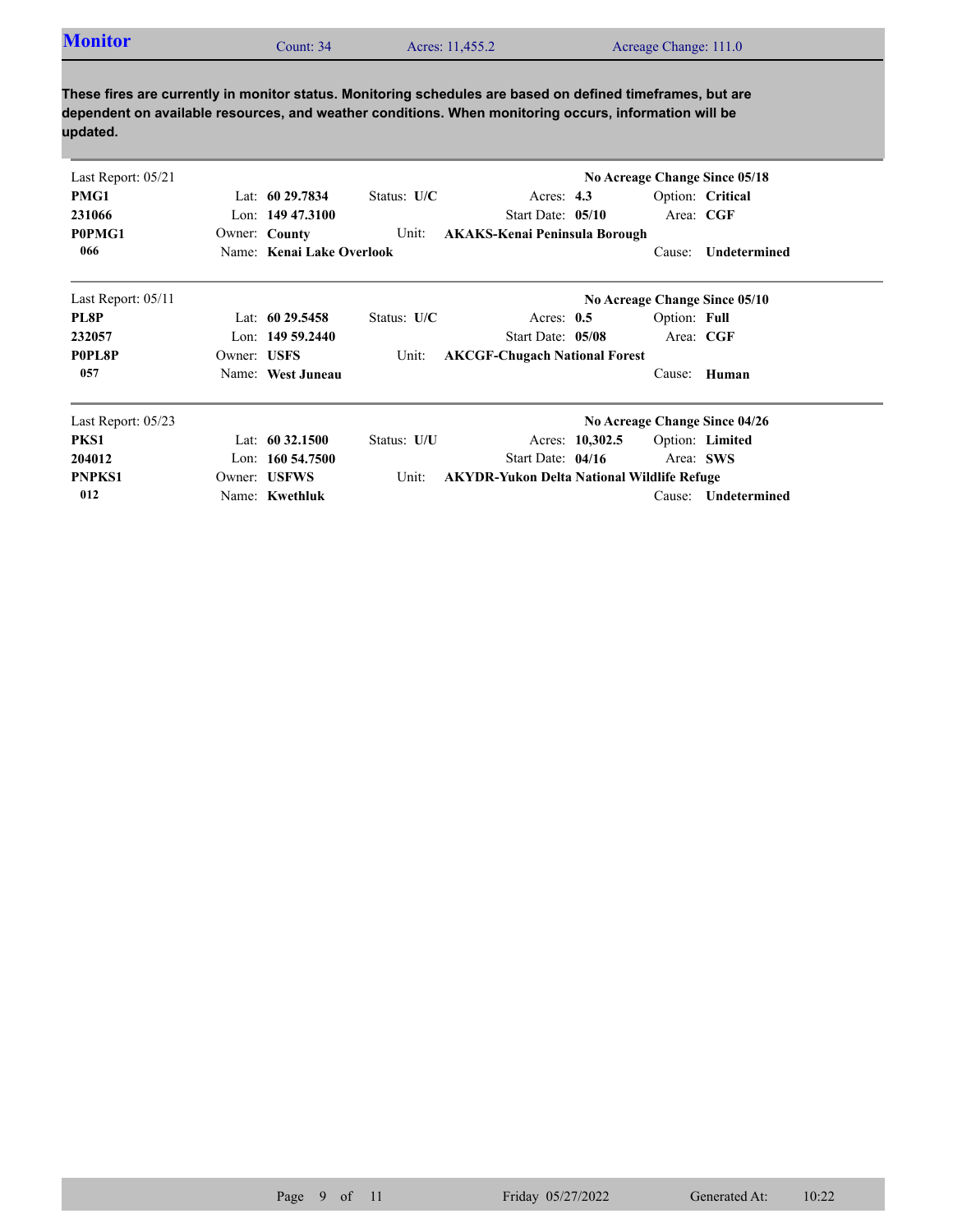## Monitor

Count: 34 | Acres: 11,455.2 | Acreage Change: 111.0

**These fires are currently in monitor status. Monitoring schedules are based on defined timeframes, but are dependent on available resources, and weather conditions. When monitoring occurs, information will be updated.**

---

Last Report: 05/21 — **No Acreage Change Since 05/18**

| | | | | |
|---|---|---|---|---|
| **PMG1** | Lat: **60 29.7834** | Status: **U/C** | Acres: **4.3** | Option: **Critical** |
| **231066** | Lon: **149 47.3100** | | Start Date: **05/10** | Area: **CGF** |
| **P0PMG1** | Owner: **County** | Unit: **AKAKS-Kenai Peninsula Borough** | | |
| **066** | Name: **Kenai Lake Overlook** | | | Cause: **Undetermined** |

---

Last Report: 05/11 — **No Acreage Change Since 05/10**

| | | | | |
|---|---|---|---|---|
| **PL8P** | Lat: **60 29.5458** | Status: **U/C** | Acres: **0.5** | Option: **Full** |
| **232057** | Lon: **149 59.2440** | | Start Date: **05/08** | Area: **CGF** |
| **P0PL8P** | Owner: **USFS** | Unit: **AKCGF-Chugach National Forest** | | |
| **057** | Name: **West Juneau** | | | Cause: **Human** |

---

Last Report: 05/23 — **No Acreage Change Since 04/26**

| | | | | |
|---|---|---|---|---|
| **PKS1** | Lat: **60 32.1500** | Status: **U/U** | Acres: **10,302.5** | Option: **Limited** |
| **204012** | Lon: **160 54.7500** | | Start Date: **04/16** | Area: **SWS** |
| **PNPKS1** | Owner: **USFWS** | Unit: **AKYDR-Yukon Delta National Wildlife Refuge** | | |
| **012** | Name: **Kwethluk** | | | Cause: **Undetermined** |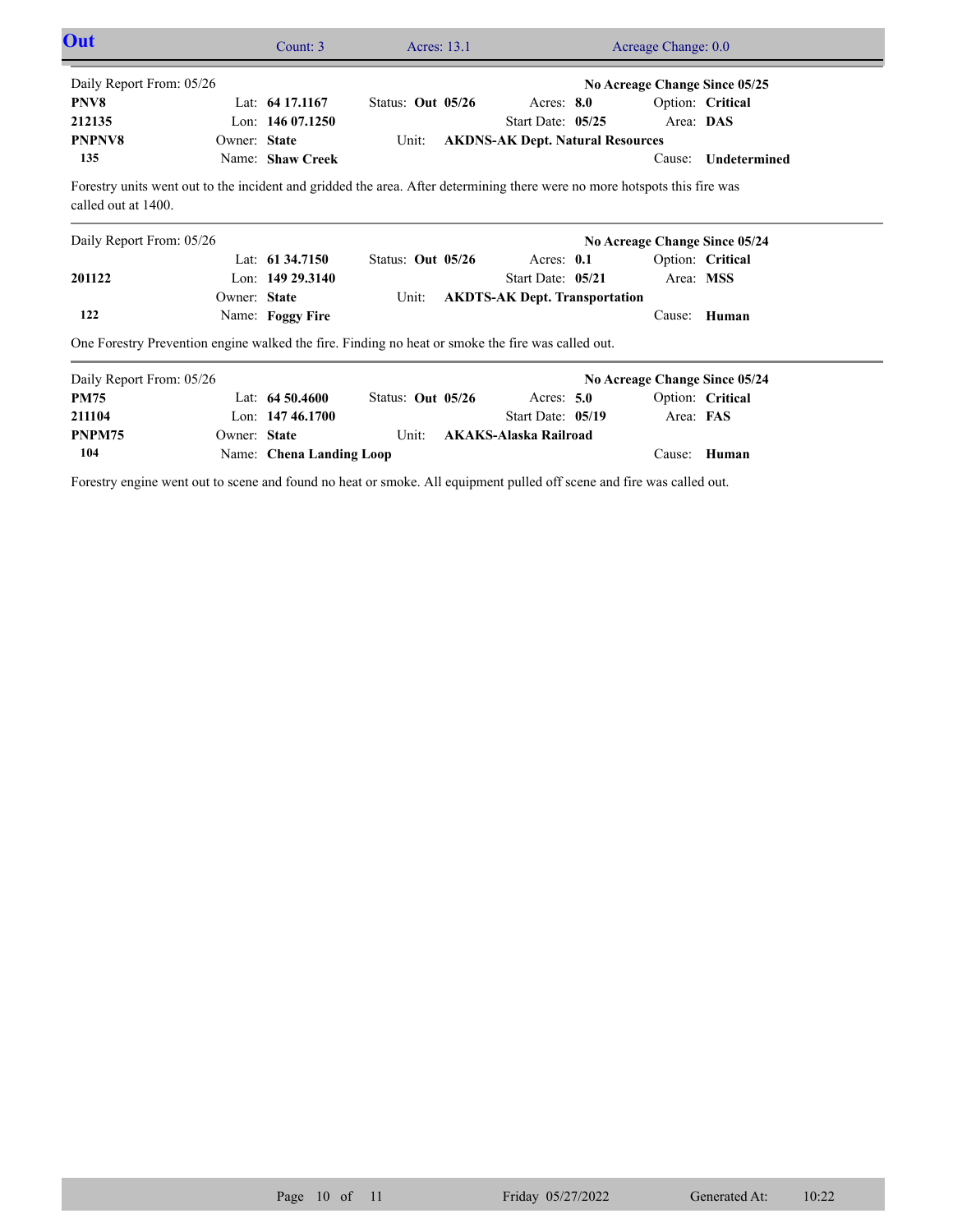## Out

Count: 3 | Acres: 13.1 | Acreage Change: 0.0

---

Daily Report From: 05/26 — **No Acreage Change Since 05/25**

| | | | | |
|---|---|---|---|---|
| **PNV8** | Lat: **64 17.1167** | Status: **Out 05/26** | Acres: **8.0** | Option: **Critical** |
| **212135** | Lon: **146 07.1250** | | Start Date: **05/25** | Area: **DAS** |
| **PNPNV8** | Owner: **State** | Unit: **AKDNS-AK Dept. Natural Resources** | | |
| **135** | Name: **Shaw Creek** | | | Cause: **Undetermined** |

Forestry units went out to the incident and gridded the area. After determining there were no more hotspots this fire was called out at 1400.

---

Daily Report From: 05/26 — **No Acreage Change Since 05/24**

| | | | | |
|---|---|---|---|---|
| | Lat: **61 34.7150** | Status: **Out 05/26** | Acres: **0.1** | Option: **Critical** |
| **201122** | Lon: **149 29.3140** | | Start Date: **05/21** | Area: **MSS** |
| | Owner: **State** | Unit: **AKDTS-AK Dept. Transportation** | | |
| **122** | Name: **Foggy Fire** | | | Cause: **Human** |

One Forestry Prevention engine walked the fire. Finding no heat or smoke the fire was called out.

---

Daily Report From: 05/26 — **No Acreage Change Since 05/24**

| | | | | |
|---|---|---|---|---|
| **PM75** | Lat: **64 50.4600** | Status: **Out 05/26** | Acres: **5.0** | Option: **Critical** |
| **211104** | Lon: **147 46.1700** | | Start Date: **05/19** | Area: **FAS** |
| **PNPM75** | Owner: **State** | Unit: **AKAKS-Alaska Railroad** | | |
| **104** | Name: **Chena Landing Loop** | | | Cause: **Human** |

Forestry engine went out to scene and found no heat or smoke. All equipment pulled off scene and fire was called out.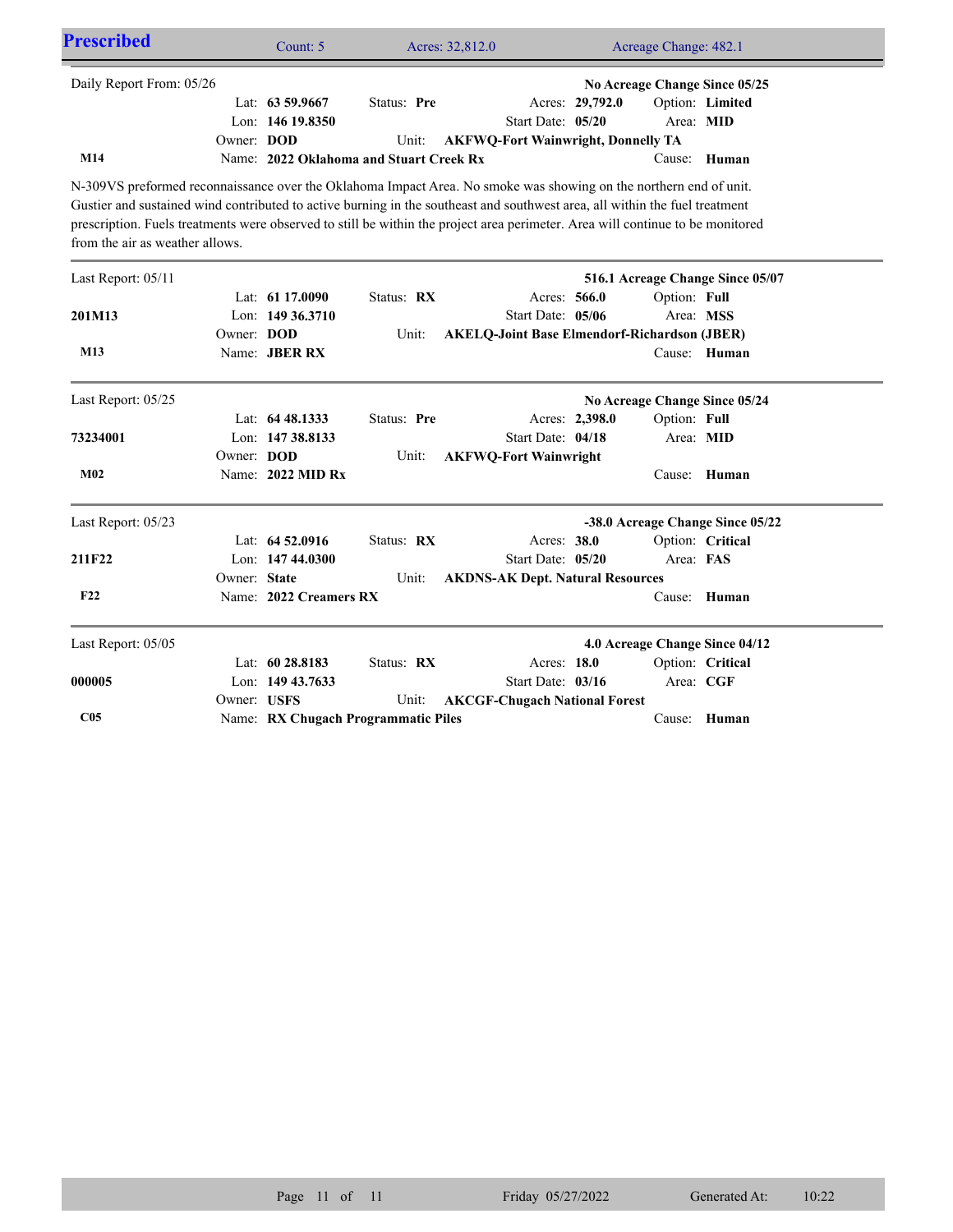## Prescribed

Count: 5 | Acres: 32,812.0 | Acreage Change: 482.1

---

Daily Report From: 05/26

**No Acreage Change Since 05/25**

| | | | |
|---|---|---|---|
| Lat: **63 59.9667** | Status: **Pre** | Acres: **29,792.0** | Option: **Limited** |
| Lon: **146 19.8350** | | Start Date: **05/20** | Area: **MID** |
| Owner: **DOD** | Unit: **AKFWQ-Fort Wainwright, Donnelly TA** | | |
| Name: **2022 Oklahoma and Stuart Creek Rx** | | | Cause: **Human** |

**M14**

N-309VS preformed reconnaissance over the Oklahoma Impact Area. No smoke was showing on the northern end of unit. Gustier and sustained wind contributed to active burning in the southeast and southwest area, all within the fuel treatment prescription. Fuels treatments were observed to still be within the project area perimeter. Area will continue to be monitored from the air as weather allows.

---

Last Report: 05/11

**516.1 Acreage Change Since 05/07**

**201M13**

**M13**

| | | | |
|---|---|---|---|
| Lat: **61 17.0090** | Status: **RX** | Acres: **566.0** | Option: **Full** |
| Lon: **149 36.3710** | | Start Date: **05/06** | Area: **MSS** |
| Owner: **DOD** | Unit: **AKELQ-Joint Base Elmendorf-Richardson (JBER)** | | |
| Name: **JBER RX** | | | Cause: **Human** |

---

Last Report: 05/25

**No Acreage Change Since 05/24**

**73234001**

**M02**

| | | | |
|---|---|---|---|
| Lat: **64 48.1333** | Status: **Pre** | Acres: **2,398.0** | Option: **Full** |
| Lon: **147 38.8133** | | Start Date: **04/18** | Area: **MID** |
| Owner: **DOD** | Unit: **AKFWQ-Fort Wainwright** | | |
| Name: **2022 MID Rx** | | | Cause: **Human** |

---

Last Report: 05/23

**-38.0 Acreage Change Since 05/22**

**211F22**

**F22**

| | | | |
|---|---|---|---|
| Lat: **64 52.0916** | Status: **RX** | Acres: **38.0** | Option: **Critical** |
| Lon: **147 44.0300** | | Start Date: **05/20** | Area: **FAS** |
| Owner: **State** | Unit: **AKDNS-AK Dept. Natural Resources** | | |
| Name: **2022 Creamers RX** | | | Cause: **Human** |

---

Last Report: 05/05

**4.0 Acreage Change Since 04/12**

**000005**

**C05**

| | | | |
|---|---|---|---|
| Lat: **60 28.8183** | Status: **RX** | Acres: **18.0** | Option: **Critical** |
| Lon: **149 43.7633** | | Start Date: **03/16** | Area: **CGF** |
| Owner: **USFS** | Unit: **AKCGF-Chugach National Forest** | | |
| Name: **RX Chugach Programmatic Piles** | | | Cause: **Human** |